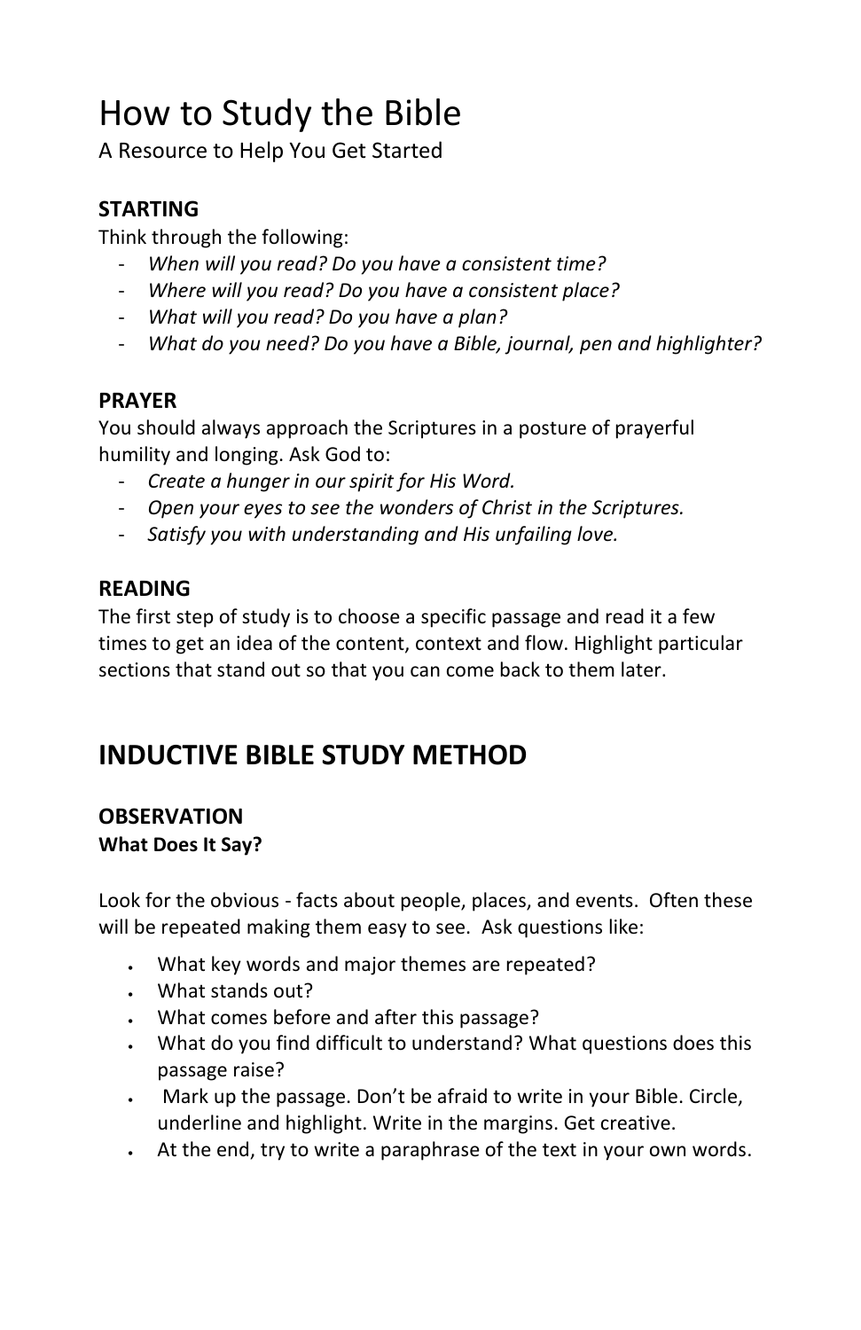# How to Study the Bible

A Resource to Help You Get Started

### STARTING

Think through the following:

- *When will you read? Do you have a consistent time?*
- *Where will you read? Do you have a consistent place?*
- *What will you read? Do you have a plan?*
- *What do you need? Do you have a Bible, journal, pen and highlighter?*

### PRAYER

You should always approach the Scriptures in a posture of prayerful humility and longing. Ask God to:

- *Create a hunger in our spirit for His Word.*
- *Open your eyes to see the wonders of Christ in the Scriptures.*
- *Satisfy you with understanding and His unfailing love.*

### READING

The first step of study is to choose a specific passage and read it a few times to get an idea of the content, context and flow. Highlight particular sections that stand out so that you can come back to them later.

## INDUCTIVE BIBLE STUDY METHOD

### OBSERVATION

**What Does It Say?**

Look for the obvious - facts about people, places, and events. Often these will be repeated making them easy to see. Ask questions like:

- What key words and major themes are repeated?
- What stands out?
- What comes before and after this passage?
- What do you find difficult to understand? What questions does this passage raise?
- Mark up the passage. Don't be afraid to write in your Bible. Circle, underline and highlight. Write in the margins. Get creative.
- At the end, try to write a paraphrase of the text in your own words.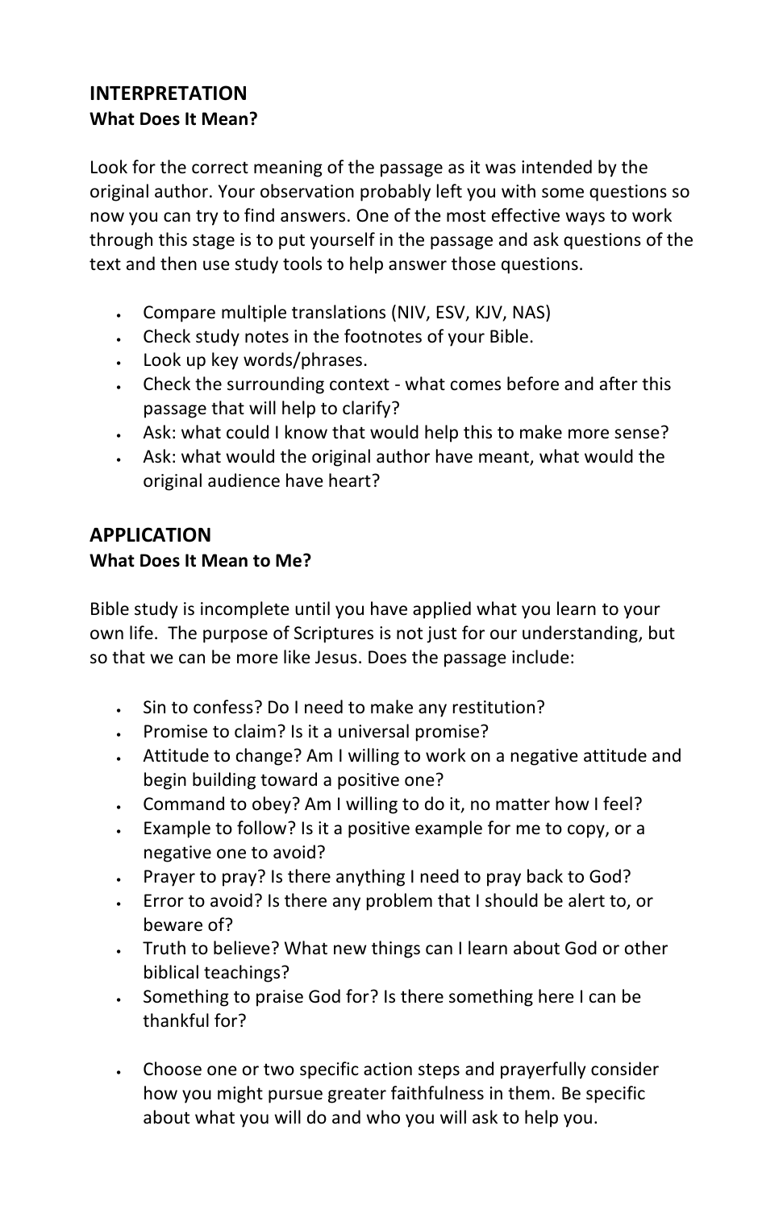## INTERPRETATION

### What Does It Mean?

Look for the correct meaning of the passage as it was intended by the original author. Your observation probably left you with some questions so now you can try to find answers. One of the most effective ways to work through this stage is to put yourself in the passage and ask questions of the text and then use study tools to help answer those questions.

- Compare multiple translations (NIV, ESV, KJV, NAS)
- Check study notes in the footnotes of your Bible.
- Look up key words/phrases.
- Check the surrounding context - what comes before and after this passage that will help to clarify?
- Ask: what could I know that would help this to make more sense?
- Ask: what would the original author have meant, what would the original audience have heart?

## APPLICATION

### What Does It Mean to Me?

Bible study is incomplete until you have applied what you learn to your own life. The purpose of Scriptures is not just for our understanding, but so that we can be more like Jesus. Does the passage include:

- Sin to confess? Do I need to make any restitution?
- Promise to claim? Is it a universal promise?
- Attitude to change? Am I willing to work on a negative attitude and begin building toward a positive one?
- Command to obey? Am I willing to do it, no matter how I feel?
- Example to follow? Is it a positive example for me to copy, or a negative one to avoid?
- Prayer to pray? Is there anything I need to pray back to God?
- Error to avoid? Is there any problem that I should be alert to, or beware of?
- Truth to believe? What new things can I learn about God or other biblical teachings?
- Something to praise God for? Is there something here I can be thankful for?

- Choose one or two specific action steps and prayerfully consider how you might pursue greater faithfulness in them. Be specific about what you will do and who you will ask to help you.